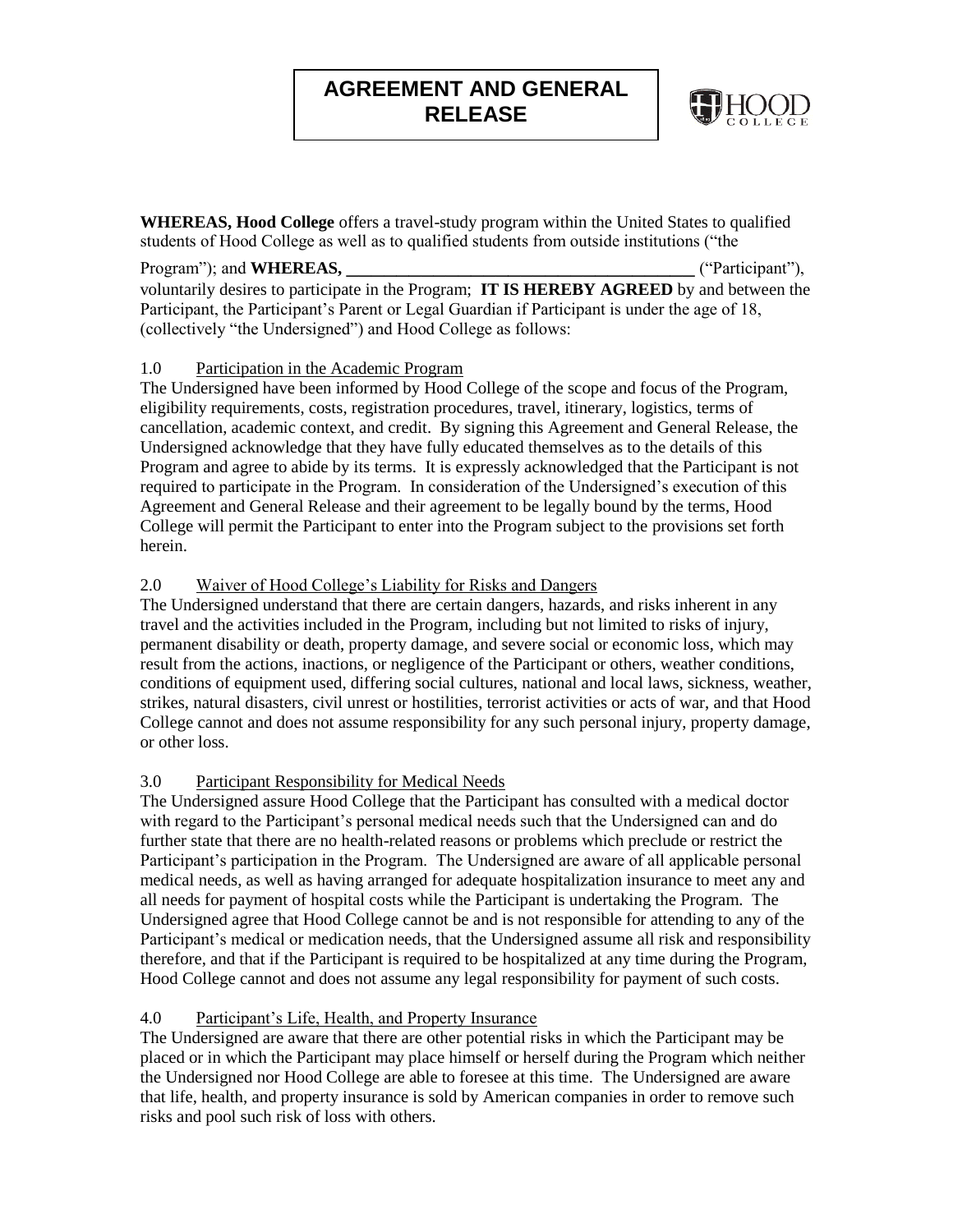# AGREEMENT AND GENERAL RELEASE

HOOD COLLEGE

**WHEREAS, Hood College** offers a travel-study program within the United States to qualified students of Hood College as well as to qualified students from outside institutions ("the Program"); and **WHEREAS, \_\_\_\_\_\_\_\_\_\_\_\_\_\_\_\_\_\_\_\_\_\_\_\_\_\_\_\_\_\_\_\_\_\_\_\_\_\_\_\_\_\_** ("Participant"), voluntarily desires to participate in the Program; **IT IS HEREBY AGREED** by and between the Participant, the Participant's Parent or Legal Guardian if Participant is under the age of 18, (collectively "the Undersigned") and Hood College as follows:

1.0 Participation in the Academic Program

The Undersigned have been informed by Hood College of the scope and focus of the Program, eligibility requirements, costs, registration procedures, travel, itinerary, logistics, terms of cancellation, academic context, and credit. By signing this Agreement and General Release, the Undersigned acknowledge that they have fully educated themselves as to the details of this Program and agree to abide by its terms. It is expressly acknowledged that the Participant is not required to participate in the Program. In consideration of the Undersigned's execution of this Agreement and General Release and their agreement to be legally bound by the terms, Hood College will permit the Participant to enter into the Program subject to the provisions set forth herein.

2.0 Waiver of Hood College's Liability for Risks and Dangers

The Undersigned understand that there are certain dangers, hazards, and risks inherent in any travel and the activities included in the Program, including but not limited to risks of injury, permanent disability or death, property damage, and severe social or economic loss, which may result from the actions, inactions, or negligence of the Participant or others, weather conditions, conditions of equipment used, differing social cultures, national and local laws, sickness, weather, strikes, natural disasters, civil unrest or hostilities, terrorist activities or acts of war, and that Hood College cannot and does not assume responsibility for any such personal injury, property damage, or other loss.

3.0 Participant Responsibility for Medical Needs

The Undersigned assure Hood College that the Participant has consulted with a medical doctor with regard to the Participant's personal medical needs such that the Undersigned can and do further state that there are no health-related reasons or problems which preclude or restrict the Participant's participation in the Program. The Undersigned are aware of all applicable personal medical needs, as well as having arranged for adequate hospitalization insurance to meet any and all needs for payment of hospital costs while the Participant is undertaking the Program. The Undersigned agree that Hood College cannot be and is not responsible for attending to any of the Participant's medical or medication needs, that the Undersigned assume all risk and responsibility therefore, and that if the Participant is required to be hospitalized at any time during the Program, Hood College cannot and does not assume any legal responsibility for payment of such costs.

4.0 Participant's Life, Health, and Property Insurance

The Undersigned are aware that there are other potential risks in which the Participant may be placed or in which the Participant may place himself or herself during the Program which neither the Undersigned nor Hood College are able to foresee at this time. The Undersigned are aware that life, health, and property insurance is sold by American companies in order to remove such risks and pool such risk of loss with others.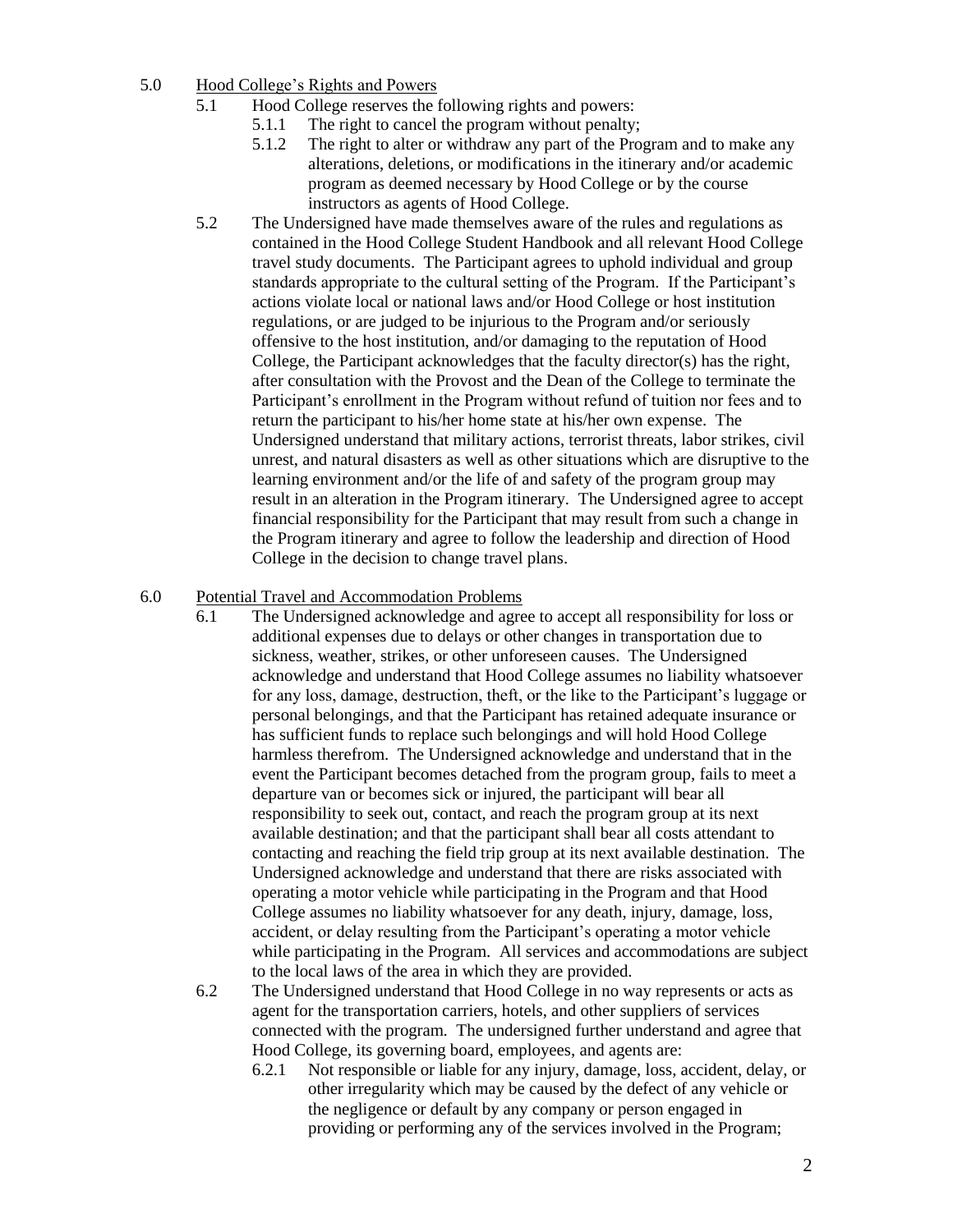5.0 Hood College's Rights and Powers

5.1 Hood College reserves the following rights and powers:

5.1.1 The right to cancel the program without penalty;

5.1.2 The right to alter or withdraw any part of the Program and to make any alterations, deletions, or modifications in the itinerary and/or academic program as deemed necessary by Hood College or by the course instructors as agents of Hood College.

5.2 The Undersigned have made themselves aware of the rules and regulations as contained in the Hood College Student Handbook and all relevant Hood College travel study documents. The Participant agrees to uphold individual and group standards appropriate to the cultural setting of the Program. If the Participant's actions violate local or national laws and/or Hood College or host institution regulations, or are judged to be injurious to the Program and/or seriously offensive to the host institution, and/or damaging to the reputation of Hood College, the Participant acknowledges that the faculty director(s) has the right, after consultation with the Provost and the Dean of the College to terminate the Participant's enrollment in the Program without refund of tuition nor fees and to return the participant to his/her home state at his/her own expense. The Undersigned understand that military actions, terrorist threats, labor strikes, civil unrest, and natural disasters as well as other situations which are disruptive to the learning environment and/or the life of and safety of the program group may result in an alteration in the Program itinerary. The Undersigned agree to accept financial responsibility for the Participant that may result from such a change in the Program itinerary and agree to follow the leadership and direction of Hood College in the decision to change travel plans.

6.0 Potential Travel and Accommodation Problems

6.1 The Undersigned acknowledge and agree to accept all responsibility for loss or additional expenses due to delays or other changes in transportation due to sickness, weather, strikes, or other unforeseen causes. The Undersigned acknowledge and understand that Hood College assumes no liability whatsoever for any loss, damage, destruction, theft, or the like to the Participant's luggage or personal belongings, and that the Participant has retained adequate insurance or has sufficient funds to replace such belongings and will hold Hood College harmless therefrom. The Undersigned acknowledge and understand that in the event the Participant becomes detached from the program group, fails to meet a departure van or becomes sick or injured, the participant will bear all responsibility to seek out, contact, and reach the program group at its next available destination; and that the participant shall bear all costs attendant to contacting and reaching the field trip group at its next available destination. The Undersigned acknowledge and understand that there are risks associated with operating a motor vehicle while participating in the Program and that Hood College assumes no liability whatsoever for any death, injury, damage, loss, accident, or delay resulting from the Participant's operating a motor vehicle while participating in the Program. All services and accommodations are subject to the local laws of the area in which they are provided.

6.2 The Undersigned understand that Hood College in no way represents or acts as agent for the transportation carriers, hotels, and other suppliers of services connected with the program. The undersigned further understand and agree that Hood College, its governing board, employees, and agents are:

6.2.1 Not responsible or liable for any injury, damage, loss, accident, delay, or other irregularity which may be caused by the defect of any vehicle or the negligence or default by any company or person engaged in providing or performing any of the services involved in the Program;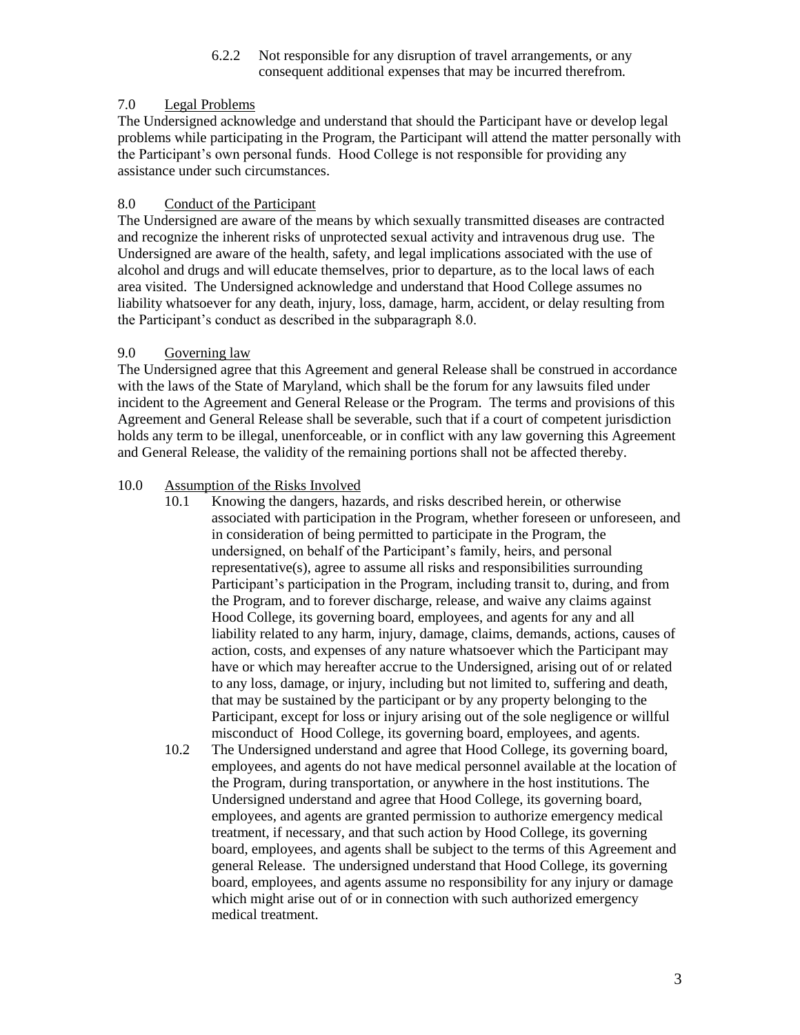6.2.2 Not responsible for any disruption of travel arrangements, or any consequent additional expenses that may be incurred therefrom.

## 7.0 Legal Problems

The Undersigned acknowledge and understand that should the Participant have or develop legal problems while participating in the Program, the Participant will attend the matter personally with the Participant's own personal funds. Hood College is not responsible for providing any assistance under such circumstances.

## 8.0 Conduct of the Participant

The Undersigned are aware of the means by which sexually transmitted diseases are contracted and recognize the inherent risks of unprotected sexual activity and intravenous drug use. The Undersigned are aware of the health, safety, and legal implications associated with the use of alcohol and drugs and will educate themselves, prior to departure, as to the local laws of each area visited. The Undersigned acknowledge and understand that Hood College assumes no liability whatsoever for any death, injury, loss, damage, harm, accident, or delay resulting from the Participant's conduct as described in the subparagraph 8.0.

## 9.0 Governing law

The Undersigned agree that this Agreement and general Release shall be construed in accordance with the laws of the State of Maryland, which shall be the forum for any lawsuits filed under incident to the Agreement and General Release or the Program. The terms and provisions of this Agreement and General Release shall be severable, such that if a court of competent jurisdiction holds any term to be illegal, unenforceable, or in conflict with any law governing this Agreement and General Release, the validity of the remaining portions shall not be affected thereby.

## 10.0 Assumption of the Risks Involved

10.1 Knowing the dangers, hazards, and risks described herein, or otherwise associated with participation in the Program, whether foreseen or unforeseen, and in consideration of being permitted to participate in the Program, the undersigned, on behalf of the Participant's family, heirs, and personal representative(s), agree to assume all risks and responsibilities surrounding Participant's participation in the Program, including transit to, during, and from the Program, and to forever discharge, release, and waive any claims against Hood College, its governing board, employees, and agents for any and all liability related to any harm, injury, damage, claims, demands, actions, causes of action, costs, and expenses of any nature whatsoever which the Participant may have or which may hereafter accrue to the Undersigned, arising out of or related to any loss, damage, or injury, including but not limited to, suffering and death, that may be sustained by the participant or by any property belonging to the Participant, except for loss or injury arising out of the sole negligence or willful misconduct of Hood College, its governing board, employees, and agents.

10.2 The Undersigned understand and agree that Hood College, its governing board, employees, and agents do not have medical personnel available at the location of the Program, during transportation, or anywhere in the host institutions. The Undersigned understand and agree that Hood College, its governing board, employees, and agents are granted permission to authorize emergency medical treatment, if necessary, and that such action by Hood College, its governing board, employees, and agents shall be subject to the terms of this Agreement and general Release. The undersigned understand that Hood College, its governing board, employees, and agents assume no responsibility for any injury or damage which might arise out of or in connection with such authorized emergency medical treatment.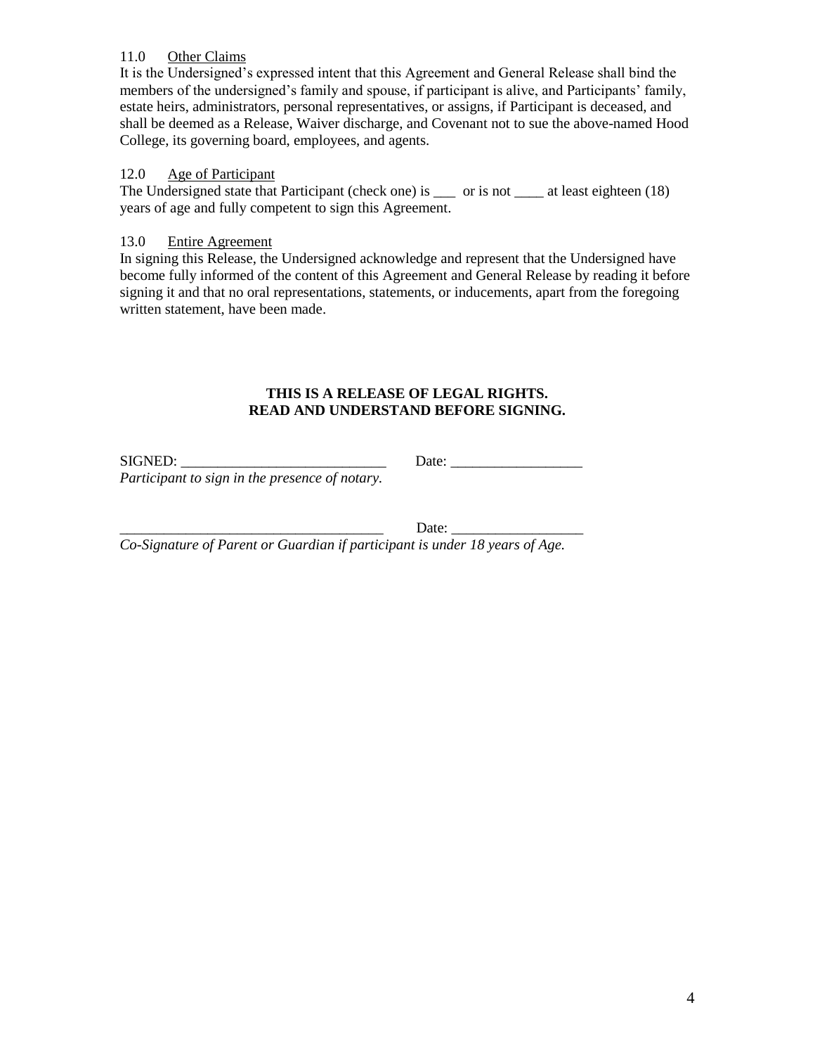11.0 Other Claims

It is the Undersigned's expressed intent that this Agreement and General Release shall bind the members of the undersigned's family and spouse, if participant is alive, and Participants' family, estate heirs, administrators, personal representatives, or assigns, if Participant is deceased, and shall be deemed as a Release, Waiver discharge, and Covenant not to sue the above-named Hood College, its governing board, employees, and agents.

12.0 Age of Participant

The Undersigned state that Participant (check one) is ___ or is not ____ at least eighteen (18) years of age and fully competent to sign this Agreement.

13.0 Entire Agreement

In signing this Release, the Undersigned acknowledge and represent that the Undersigned have become fully informed of the content of this Agreement and General Release by reading it before signing it and that no oral representations, statements, or inducements, apart from the foregoing written statement, have been made.

**THIS IS A RELEASE OF LEGAL RIGHTS.**
**READ AND UNDERSTAND BEFORE SIGNING.**

SIGNED: ____________________________ Date: __________________

*Participant to sign in the presence of notary.*

____________________________________ Date: __________________

*Co-Signature of Parent or Guardian if participant is under 18 years of Age.*